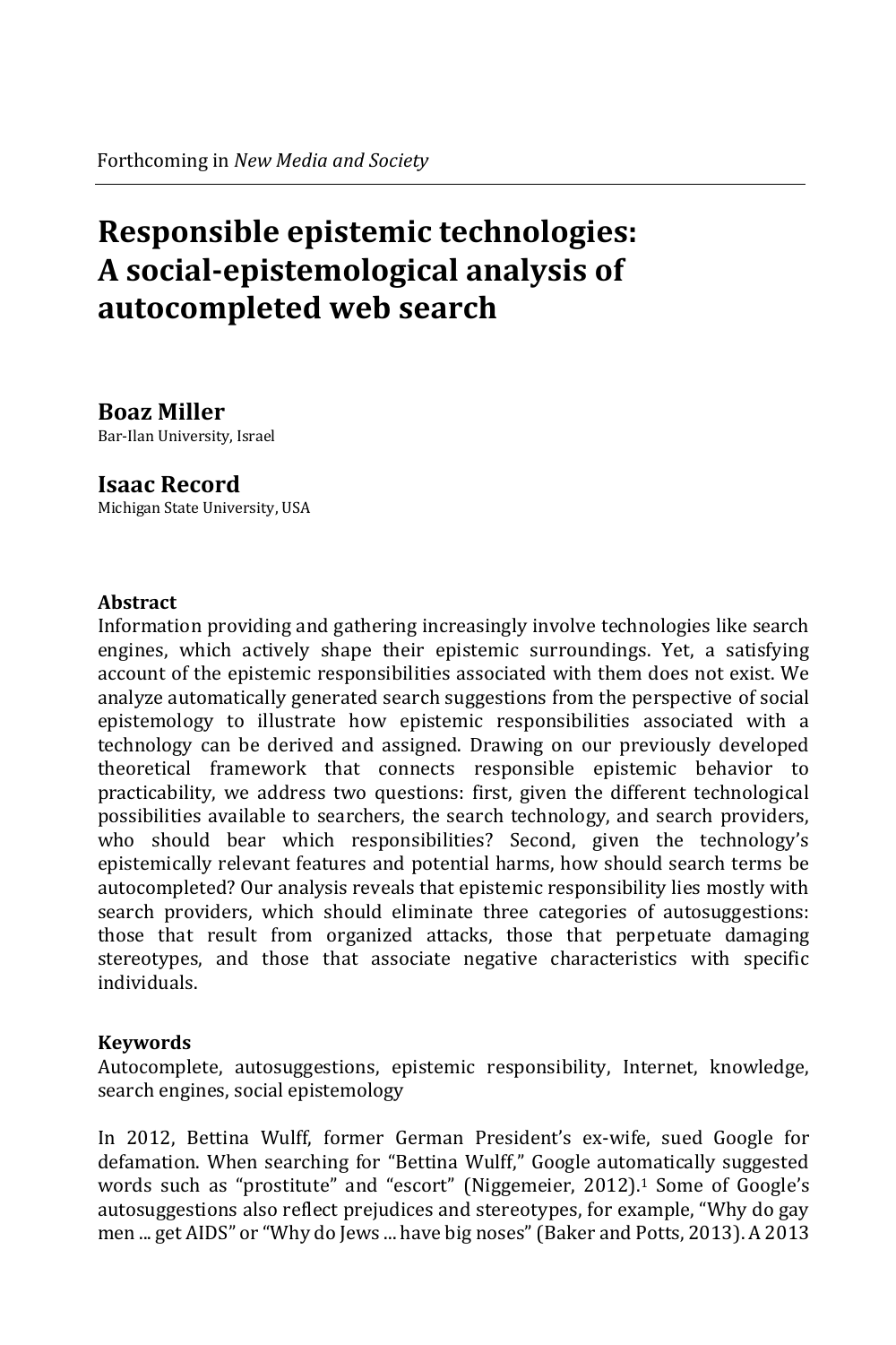Forthcoming in *New Media and Society*

# Responsible epistemic technologies: A social-epistemological analysis of autocompleted web search

**Boaz Miller**
Bar-Ilan University, Israel

**Isaac Record**
Michigan State University, USA

**Abstract**

Information providing and gathering increasingly involve technologies like search engines, which actively shape their epistemic surroundings. Yet, a satisfying account of the epistemic responsibilities associated with them does not exist. We analyze automatically generated search suggestions from the perspective of social epistemology to illustrate how epistemic responsibilities associated with a technology can be derived and assigned. Drawing on our previously developed theoretical framework that connects responsible epistemic behavior to practicability, we address two questions: first, given the different technological possibilities available to searchers, the search technology, and search providers, who should bear which responsibilities? Second, given the technology's epistemically relevant features and potential harms, how should search terms be autocompleted? Our analysis reveals that epistemic responsibility lies mostly with search providers, which should eliminate three categories of autosuggestions: those that result from organized attacks, those that perpetuate damaging stereotypes, and those that associate negative characteristics with specific individuals.

**Keywords**

Autocomplete, autosuggestions, epistemic responsibility, Internet, knowledge, search engines, social epistemology

In 2012, Bettina Wulff, former German President's ex-wife, sued Google for defamation. When searching for "Bettina Wulff," Google automatically suggested words such as "prostitute" and "escort" (Niggemeier, 2012).[1] Some of Google's autosuggestions also reflect prejudices and stereotypes, for example, "Why do gay men ... get AIDS" or "Why do Jews ... have big noses" (Baker and Potts, 2013). A 2013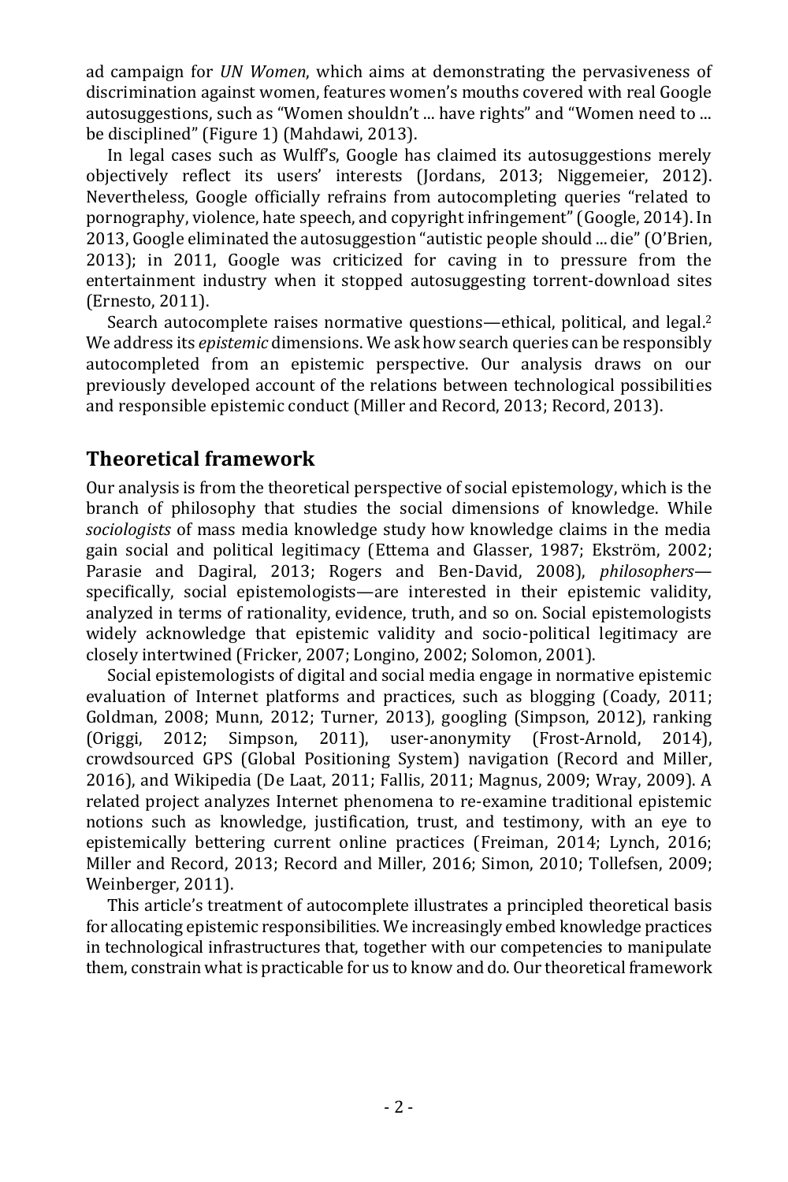ad campaign for *UN Women*, which aims at demonstrating the pervasiveness of discrimination against women, features women's mouths covered with real Google autosuggestions, such as "Women shouldn't ... have rights" and "Women need to ... be disciplined" (Figure 1) (Mahdawi, 2013).

In legal cases such as Wulff's, Google has claimed its autosuggestions merely objectively reflect its users' interests (Jordans, 2013; Niggemeier, 2012). Nevertheless, Google officially refrains from autocompleting queries "related to pornography, violence, hate speech, and copyright infringement" (Google, 2014). In 2013, Google eliminated the autosuggestion "autistic people should ... die" (O'Brien, 2013); in 2011, Google was criticized for caving in to pressure from the entertainment industry when it stopped autosuggesting torrent-download sites (Ernesto, 2011).

Search autocomplete raises normative questions—ethical, political, and legal.[2] We address its *epistemic* dimensions. We ask how search queries can be responsibly autocompleted from an epistemic perspective. Our analysis draws on our previously developed account of the relations between technological possibilities and responsible epistemic conduct (Miller and Record, 2013; Record, 2013).

## Theoretical framework

Our analysis is from the theoretical perspective of social epistemology, which is the branch of philosophy that studies the social dimensions of knowledge. While *sociologists* of mass media knowledge study how knowledge claims in the media gain social and political legitimacy (Ettema and Glasser, 1987; Ekström, 2002; Parasie and Dagiral, 2013; Rogers and Ben-David, 2008), *philosophers*—specifically, social epistemologists—are interested in their epistemic validity, analyzed in terms of rationality, evidence, truth, and so on. Social epistemologists widely acknowledge that epistemic validity and socio-political legitimacy are closely intertwined (Fricker, 2007; Longino, 2002; Solomon, 2001).

Social epistemologists of digital and social media engage in normative epistemic evaluation of Internet platforms and practices, such as blogging (Coady, 2011; Goldman, 2008; Munn, 2012; Turner, 2013), googling (Simpson, 2012), ranking (Origgi, 2012; Simpson, 2011), user-anonymity (Frost-Arnold, 2014), crowdsourced GPS (Global Positioning System) navigation (Record and Miller, 2016), and Wikipedia (De Laat, 2011; Fallis, 2011; Magnus, 2009; Wray, 2009). A related project analyzes Internet phenomena to re-examine traditional epistemic notions such as knowledge, justification, trust, and testimony, with an eye to epistemically bettering current online practices (Freiman, 2014; Lynch, 2016; Miller and Record, 2013; Record and Miller, 2016; Simon, 2010; Tollefsen, 2009; Weinberger, 2011).

This article's treatment of autocomplete illustrates a principled theoretical basis for allocating epistemic responsibilities. We increasingly embed knowledge practices in technological infrastructures that, together with our competencies to manipulate them, constrain what is practicable for us to know and do. Our theoretical framework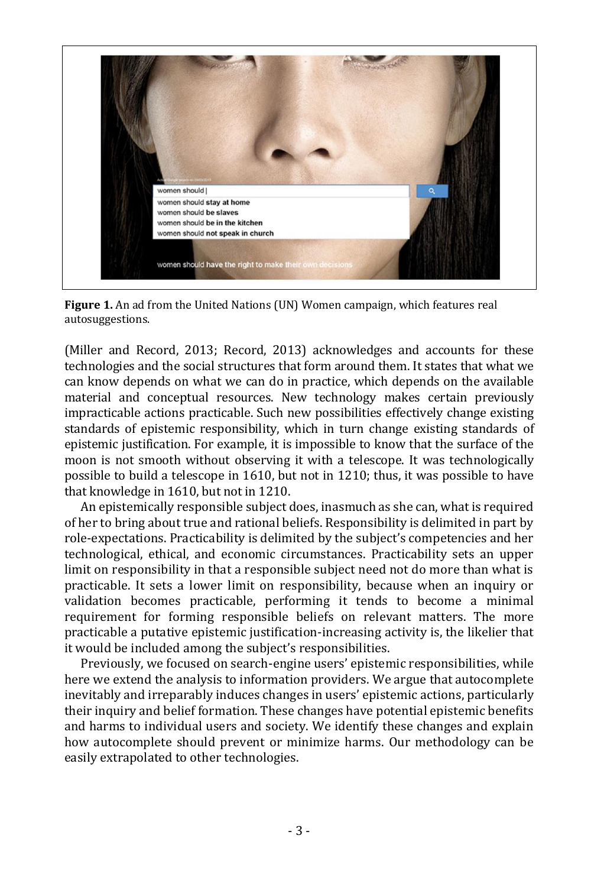**Figure 1.** An ad from the United Nations (UN) Women campaign, which features real autosuggestions.

(Miller and Record, 2013; Record, 2013) acknowledges and accounts for these technologies and the social structures that form around them. It states that what we can know depends on what we can do in practice, which depends on the available material and conceptual resources. New technology makes certain previously impracticable actions practicable. Such new possibilities effectively change existing standards of epistemic responsibility, which in turn change existing standards of epistemic justification. For example, it is impossible to know that the surface of the moon is not smooth without observing it with a telescope. It was technologically possible to build a telescope in 1610, but not in 1210; thus, it was possible to have that knowledge in 1610, but not in 1210.

An epistemically responsible subject does, inasmuch as she can, what is required of her to bring about true and rational beliefs. Responsibility is delimited in part by role-expectations. Practicability is delimited by the subject's competencies and her technological, ethical, and economic circumstances. Practicability sets an upper limit on responsibility in that a responsible subject need not do more than what is practicable. It sets a lower limit on responsibility, because when an inquiry or validation becomes practicable, performing it tends to become a minimal requirement for forming responsible beliefs on relevant matters. The more practicable a putative epistemic justification-increasing activity is, the likelier that it would be included among the subject's responsibilities.

Previously, we focused on search-engine users' epistemic responsibilities, while here we extend the analysis to information providers. We argue that autocomplete inevitably and irreparably induces changes in users' epistemic actions, particularly their inquiry and belief formation. These changes have potential epistemic benefits and harms to individual users and society. We identify these changes and explain how autocomplete should prevent or minimize harms. Our methodology can be easily extrapolated to other technologies.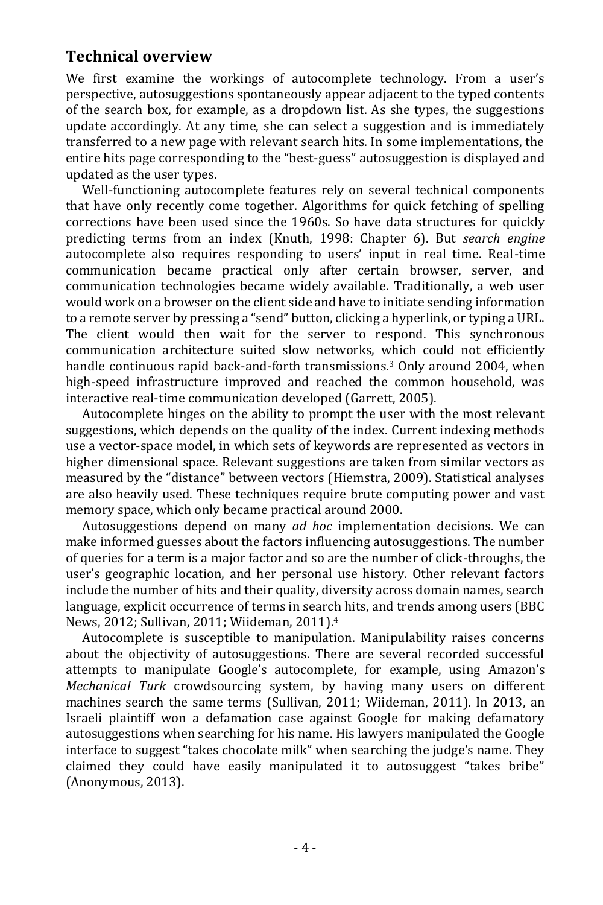## Technical overview

We first examine the workings of autocomplete technology. From a user's perspective, autosuggestions spontaneously appear adjacent to the typed contents of the search box, for example, as a dropdown list. As she types, the suggestions update accordingly. At any time, she can select a suggestion and is immediately transferred to a new page with relevant search hits. In some implementations, the entire hits page corresponding to the "best-guess" autosuggestion is displayed and updated as the user types.

Well-functioning autocomplete features rely on several technical components that have only recently come together. Algorithms for quick fetching of spelling corrections have been used since the 1960s. So have data structures for quickly predicting terms from an index (Knuth, 1998: Chapter 6). But *search engine* autocomplete also requires responding to users' input in real time. Real-time communication became practical only after certain browser, server, and communication technologies became widely available. Traditionally, a web user would work on a browser on the client side and have to initiate sending information to a remote server by pressing a "send" button, clicking a hyperlink, or typing a URL. The client would then wait for the server to respond. This synchronous communication architecture suited slow networks, which could not efficiently handle continuous rapid back-and-forth transmissions.[3] Only around 2004, when high-speed infrastructure improved and reached the common household, was interactive real-time communication developed (Garrett, 2005).

Autocomplete hinges on the ability to prompt the user with the most relevant suggestions, which depends on the quality of the index. Current indexing methods use a vector-space model, in which sets of keywords are represented as vectors in higher dimensional space. Relevant suggestions are taken from similar vectors as measured by the "distance" between vectors (Hiemstra, 2009). Statistical analyses are also heavily used. These techniques require brute computing power and vast memory space, which only became practical around 2000.

Autosuggestions depend on many *ad hoc* implementation decisions. We can make informed guesses about the factors influencing autosuggestions. The number of queries for a term is a major factor and so are the number of click-throughs, the user's geographic location, and her personal use history. Other relevant factors include the number of hits and their quality, diversity across domain names, search language, explicit occurrence of terms in search hits, and trends among users (BBC News, 2012; Sullivan, 2011; Wiideman, 2011).[4]

Autocomplete is susceptible to manipulation. Manipulability raises concerns about the objectivity of autosuggestions. There are several recorded successful attempts to manipulate Google's autocomplete, for example, using Amazon's *Mechanical Turk* crowdsourcing system, by having many users on different machines search the same terms (Sullivan, 2011; Wiideman, 2011). In 2013, an Israeli plaintiff won a defamation case against Google for making defamatory autosuggestions when searching for his name. His lawyers manipulated the Google interface to suggest "takes chocolate milk" when searching the judge's name. They claimed they could have easily manipulated it to autosuggest "takes bribe" (Anonymous, 2013).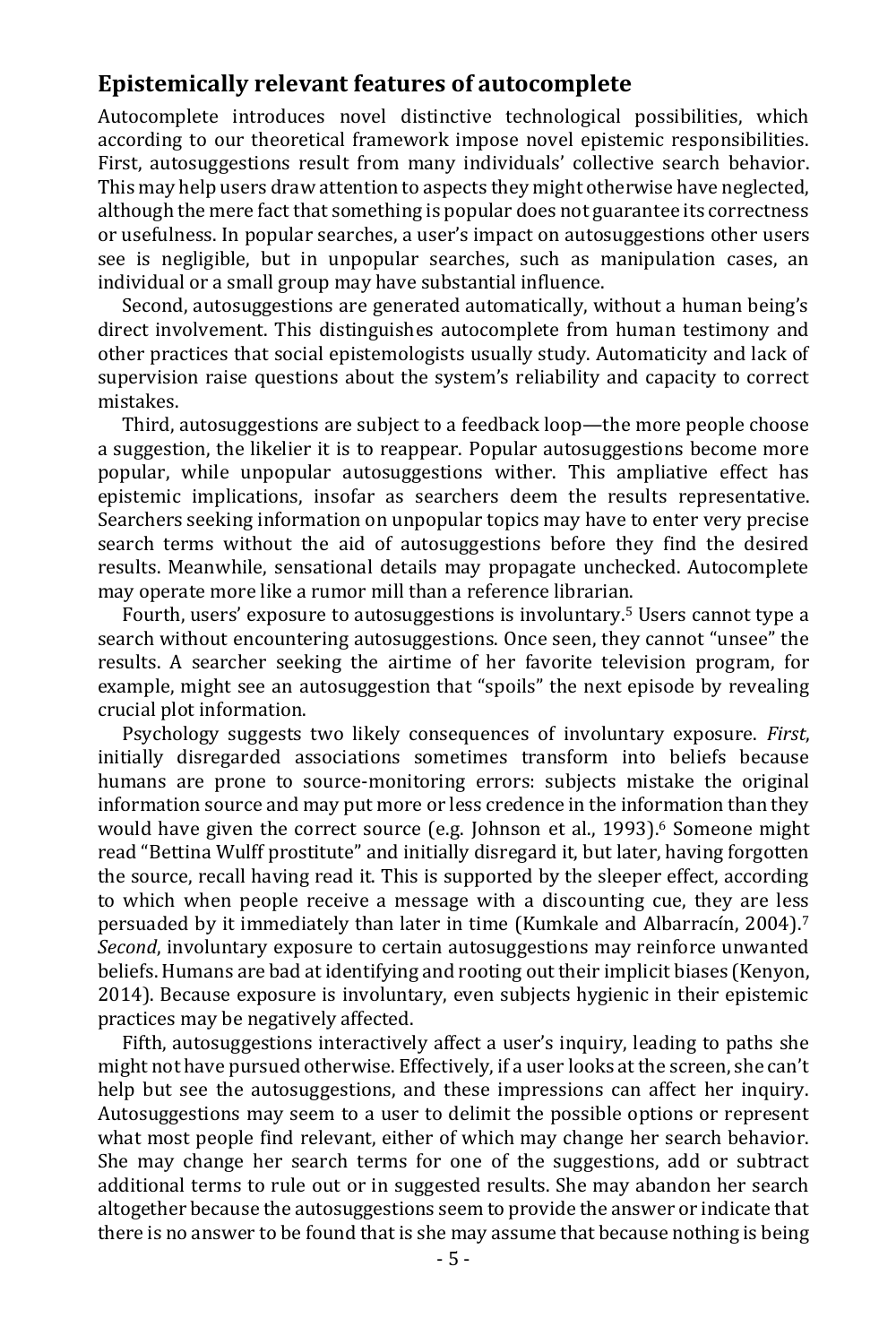## Epistemically relevant features of autocomplete

Autocomplete introduces novel distinctive technological possibilities, which according to our theoretical framework impose novel epistemic responsibilities. First, autosuggestions result from many individuals' collective search behavior. This may help users draw attention to aspects they might otherwise have neglected, although the mere fact that something is popular does not guarantee its correctness or usefulness. In popular searches, a user's impact on autosuggestions other users see is negligible, but in unpopular searches, such as manipulation cases, an individual or a small group may have substantial influence.

Second, autosuggestions are generated automatically, without a human being's direct involvement. This distinguishes autocomplete from human testimony and other practices that social epistemologists usually study. Automaticity and lack of supervision raise questions about the system's reliability and capacity to correct mistakes.

Third, autosuggestions are subject to a feedback loop—the more people choose a suggestion, the likelier it is to reappear. Popular autosuggestions become more popular, while unpopular autosuggestions wither. This ampliative effect has epistemic implications, insofar as searchers deem the results representative. Searchers seeking information on unpopular topics may have to enter very precise search terms without the aid of autosuggestions before they find the desired results. Meanwhile, sensational details may propagate unchecked. Autocomplete may operate more like a rumor mill than a reference librarian.

Fourth, users' exposure to autosuggestions is involuntary.[5] Users cannot type a search without encountering autosuggestions. Once seen, they cannot "unsee" the results. A searcher seeking the airtime of her favorite television program, for example, might see an autosuggestion that "spoils" the next episode by revealing crucial plot information.

Psychology suggests two likely consequences of involuntary exposure. *First*, initially disregarded associations sometimes transform into beliefs because humans are prone to source-monitoring errors: subjects mistake the original information source and may put more or less credence in the information than they would have given the correct source (e.g. Johnson et al., 1993).[6] Someone might read "Bettina Wulff prostitute" and initially disregard it, but later, having forgotten the source, recall having read it. This is supported by the sleeper effect, according to which when people receive a message with a discounting cue, they are less persuaded by it immediately than later in time (Kumkale and Albarracín, 2004).[7] *Second*, involuntary exposure to certain autosuggestions may reinforce unwanted beliefs. Humans are bad at identifying and rooting out their implicit biases (Kenyon, 2014). Because exposure is involuntary, even subjects hygienic in their epistemic practices may be negatively affected.

Fifth, autosuggestions interactively affect a user's inquiry, leading to paths she might not have pursued otherwise. Effectively, if a user looks at the screen, she can't help but see the autosuggestions, and these impressions can affect her inquiry. Autosuggestions may seem to a user to delimit the possible options or represent what most people find relevant, either of which may change her search behavior. She may change her search terms for one of the suggestions, add or subtract additional terms to rule out or in suggested results. She may abandon her search altogether because the autosuggestions seem to provide the answer or indicate that there is no answer to be found that is she may assume that because nothing is being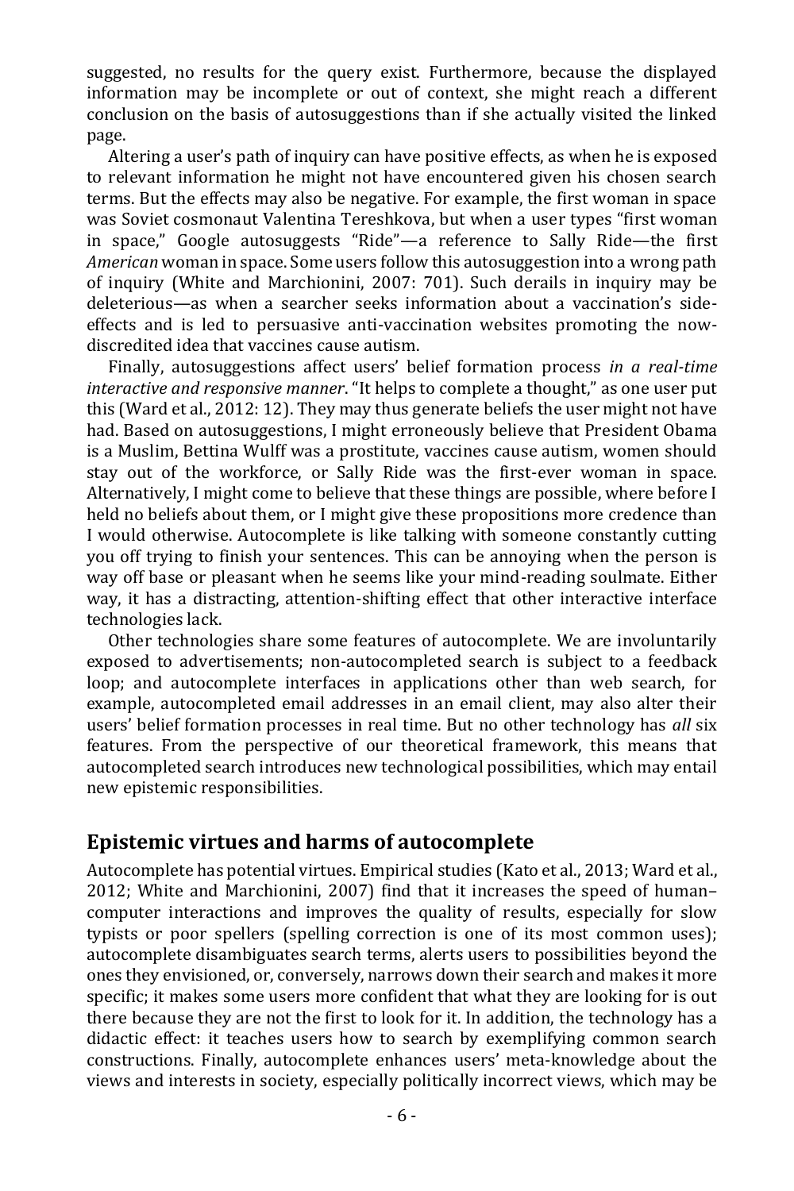suggested, no results for the query exist. Furthermore, because the displayed information may be incomplete or out of context, she might reach a different conclusion on the basis of autosuggestions than if she actually visited the linked page.

Altering a user's path of inquiry can have positive effects, as when he is exposed to relevant information he might not have encountered given his chosen search terms. But the effects may also be negative. For example, the first woman in space was Soviet cosmonaut Valentina Tereshkova, but when a user types "first woman in space," Google autosuggests "Ride"—a reference to Sally Ride—the first *American* woman in space. Some users follow this autosuggestion into a wrong path of inquiry (White and Marchionini, 2007: 701). Such derails in inquiry may be deleterious—as when a searcher seeks information about a vaccination's side-effects and is led to persuasive anti-vaccination websites promoting the now-discredited idea that vaccines cause autism.

Finally, autosuggestions affect users' belief formation process *in a real-time interactive and responsive manner*. "It helps to complete a thought," as one user put this (Ward et al., 2012: 12). They may thus generate beliefs the user might not have had. Based on autosuggestions, I might erroneously believe that President Obama is a Muslim, Bettina Wulff was a prostitute, vaccines cause autism, women should stay out of the workforce, or Sally Ride was the first-ever woman in space. Alternatively, I might come to believe that these things are possible, where before I held no beliefs about them, or I might give these propositions more credence than I would otherwise. Autocomplete is like talking with someone constantly cutting you off trying to finish your sentences. This can be annoying when the person is way off base or pleasant when he seems like your mind-reading soulmate. Either way, it has a distracting, attention-shifting effect that other interactive interface technologies lack.

Other technologies share some features of autocomplete. We are involuntarily exposed to advertisements; non-autocompleted search is subject to a feedback loop; and autocomplete interfaces in applications other than web search, for example, autocompleted email addresses in an email client, may also alter their users' belief formation processes in real time. But no other technology has *all* six features. From the perspective of our theoretical framework, this means that autocompleted search introduces new technological possibilities, which may entail new epistemic responsibilities.

## Epistemic virtues and harms of autocomplete

Autocomplete has potential virtues. Empirical studies (Kato et al., 2013; Ward et al., 2012; White and Marchionini, 2007) find that it increases the speed of human–computer interactions and improves the quality of results, especially for slow typists or poor spellers (spelling correction is one of its most common uses); autocomplete disambiguates search terms, alerts users to possibilities beyond the ones they envisioned, or, conversely, narrows down their search and makes it more specific; it makes some users more confident that what they are looking for is out there because they are not the first to look for it. In addition, the technology has a didactic effect: it teaches users how to search by exemplifying common search constructions. Finally, autocomplete enhances users' meta-knowledge about the views and interests in society, especially politically incorrect views, which may be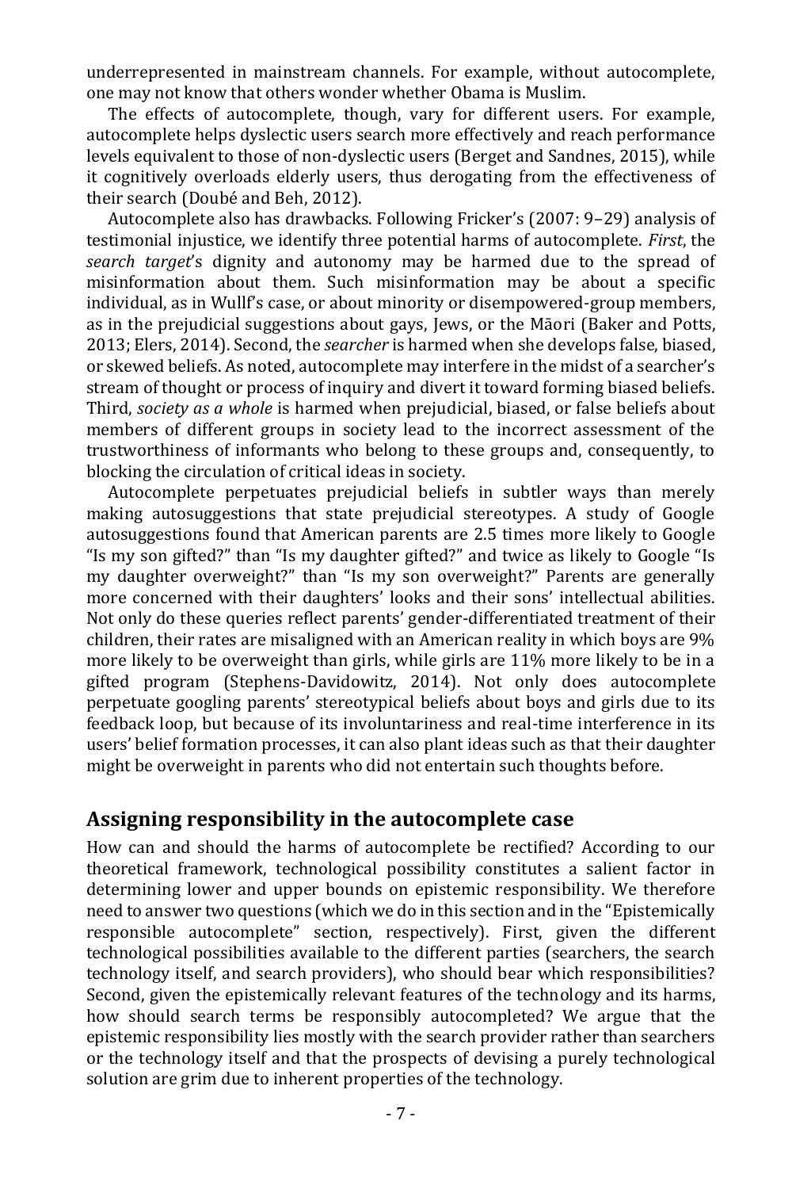underrepresented in mainstream channels. For example, without autocomplete, one may not know that others wonder whether Obama is Muslim.

The effects of autocomplete, though, vary for different users. For example, autocomplete helps dyslectic users search more effectively and reach performance levels equivalent to those of non-dyslectic users (Berget and Sandnes, 2015), while it cognitively overloads elderly users, thus derogating from the effectiveness of their search (Doubé and Beh, 2012).

Autocomplete also has drawbacks. Following Fricker's (2007: 9–29) analysis of testimonial injustice, we identify three potential harms of autocomplete. *First*, the *search target*'s dignity and autonomy may be harmed due to the spread of misinformation about them. Such misinformation may be about a specific individual, as in Wulff's case, or about minority or disempowered-group members, as in the prejudicial suggestions about gays, Jews, or the Māori (Baker and Potts, 2013; Elers, 2014). Second, the *searcher* is harmed when she develops false, biased, or skewed beliefs. As noted, autocomplete may interfere in the midst of a searcher's stream of thought or process of inquiry and divert it toward forming biased beliefs. Third, *society as a whole* is harmed when prejudicial, biased, or false beliefs about members of different groups in society lead to the incorrect assessment of the trustworthiness of informants who belong to these groups and, consequently, to blocking the circulation of critical ideas in society.

Autocomplete perpetuates prejudicial beliefs in subtler ways than merely making autosuggestions that state prejudicial stereotypes. A study of Google autosuggestions found that American parents are 2.5 times more likely to Google "Is my son gifted?" than "Is my daughter gifted?" and twice as likely to Google "Is my daughter overweight?" than "Is my son overweight?" Parents are generally more concerned with their daughters' looks and their sons' intellectual abilities. Not only do these queries reflect parents' gender-differentiated treatment of their children, their rates are misaligned with an American reality in which boys are 9% more likely to be overweight than girls, while girls are 11% more likely to be in a gifted program (Stephens-Davidowitz, 2014). Not only does autocomplete perpetuate googling parents' stereotypical beliefs about boys and girls due to its feedback loop, but because of its involuntariness and real-time interference in its users' belief formation processes, it can also plant ideas such as that their daughter might be overweight in parents who did not entertain such thoughts before.

## Assigning responsibility in the autocomplete case

How can and should the harms of autocomplete be rectified? According to our theoretical framework, technological possibility constitutes a salient factor in determining lower and upper bounds on epistemic responsibility. We therefore need to answer two questions (which we do in this section and in the "Epistemically responsible autocomplete" section, respectively). First, given the different technological possibilities available to the different parties (searchers, the search technology itself, and search providers), who should bear which responsibilities? Second, given the epistemically relevant features of the technology and its harms, how should search terms be responsibly autocompleted? We argue that the epistemic responsibility lies mostly with the search provider rather than searchers or the technology itself and that the prospects of devising a purely technological solution are grim due to inherent properties of the technology.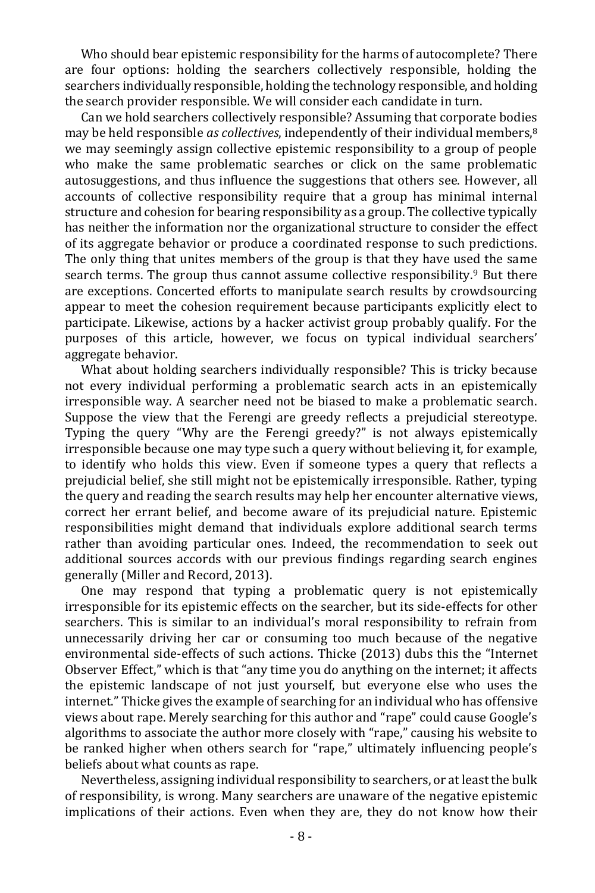Who should bear epistemic responsibility for the harms of autocomplete? There are four options: holding the searchers collectively responsible, holding the searchers individually responsible, holding the technology responsible, and holding the search provider responsible. We will consider each candidate in turn.

Can we hold searchers collectively responsible? Assuming that corporate bodies may be held responsible *as collectives*, independently of their individual members,[8] we may seemingly assign collective epistemic responsibility to a group of people who make the same problematic searches or click on the same problematic autosuggestions, and thus influence the suggestions that others see. However, all accounts of collective responsibility require that a group has minimal internal structure and cohesion for bearing responsibility as a group. The collective typically has neither the information nor the organizational structure to consider the effect of its aggregate behavior or produce a coordinated response to such predictions. The only thing that unites members of the group is that they have used the same search terms. The group thus cannot assume collective responsibility.[9] But there are exceptions. Concerted efforts to manipulate search results by crowdsourcing appear to meet the cohesion requirement because participants explicitly elect to participate. Likewise, actions by a hacker activist group probably qualify. For the purposes of this article, however, we focus on typical individual searchers' aggregate behavior.

What about holding searchers individually responsible? This is tricky because not every individual performing a problematic search acts in an epistemically irresponsible way. A searcher need not be biased to make a problematic search. Suppose the view that the Ferengi are greedy reflects a prejudicial stereotype. Typing the query "Why are the Ferengi greedy?" is not always epistemically irresponsible because one may type such a query without believing it, for example, to identify who holds this view. Even if someone types a query that reflects a prejudicial belief, she still might not be epistemically irresponsible. Rather, typing the query and reading the search results may help her encounter alternative views, correct her errant belief, and become aware of its prejudicial nature. Epistemic responsibilities might demand that individuals explore additional search terms rather than avoiding particular ones. Indeed, the recommendation to seek out additional sources accords with our previous findings regarding search engines generally (Miller and Record, 2013).

One may respond that typing a problematic query is not epistemically irresponsible for its epistemic effects on the searcher, but its side-effects for other searchers. This is similar to an individual's moral responsibility to refrain from unnecessarily driving her car or consuming too much because of the negative environmental side-effects of such actions. Thicke (2013) dubs this the "Internet Observer Effect," which is that "any time you do anything on the internet; it affects the epistemic landscape of not just yourself, but everyone else who uses the internet." Thicke gives the example of searching for an individual who has offensive views about rape. Merely searching for this author and "rape" could cause Google's algorithms to associate the author more closely with "rape," causing his website to be ranked higher when others search for "rape," ultimately influencing people's beliefs about what counts as rape.

Nevertheless, assigning individual responsibility to searchers, or at least the bulk of responsibility, is wrong. Many searchers are unaware of the negative epistemic implications of their actions. Even when they are, they do not know how their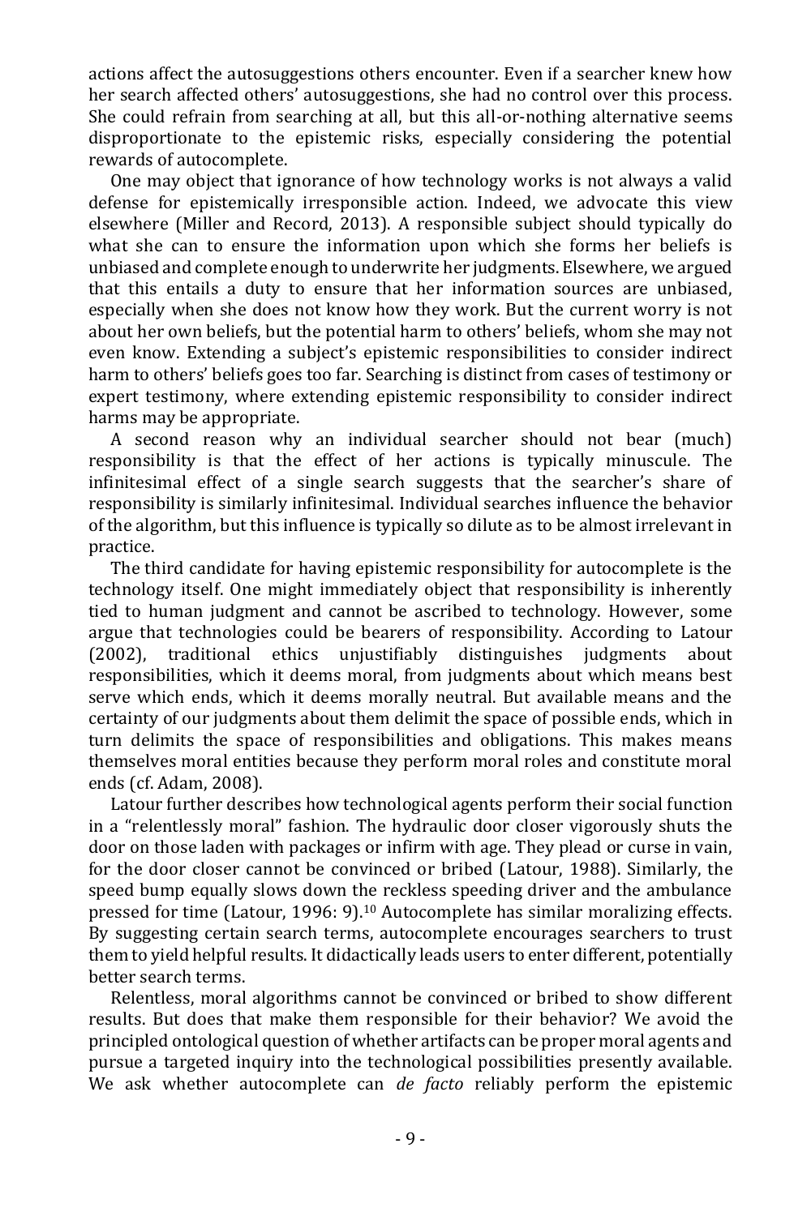actions affect the autosuggestions others encounter. Even if a searcher knew how her search affected others' autosuggestions, she had no control over this process. She could refrain from searching at all, but this all-or-nothing alternative seems disproportionate to the epistemic risks, especially considering the potential rewards of autocomplete.

One may object that ignorance of how technology works is not always a valid defense for epistemically irresponsible action. Indeed, we advocate this view elsewhere (Miller and Record, 2013). A responsible subject should typically do what she can to ensure the information upon which she forms her beliefs is unbiased and complete enough to underwrite her judgments. Elsewhere, we argued that this entails a duty to ensure that her information sources are unbiased, especially when she does not know how they work. But the current worry is not about her own beliefs, but the potential harm to others' beliefs, whom she may not even know. Extending a subject's epistemic responsibilities to consider indirect harm to others' beliefs goes too far. Searching is distinct from cases of testimony or expert testimony, where extending epistemic responsibility to consider indirect harms may be appropriate.

A second reason why an individual searcher should not bear (much) responsibility is that the effect of her actions is typically minuscule. The infinitesimal effect of a single search suggests that the searcher's share of responsibility is similarly infinitesimal. Individual searches influence the behavior of the algorithm, but this influence is typically so dilute as to be almost irrelevant in practice.

The third candidate for having epistemic responsibility for autocomplete is the technology itself. One might immediately object that responsibility is inherently tied to human judgment and cannot be ascribed to technology. However, some argue that technologies could be bearers of responsibility. According to Latour (2002), traditional ethics unjustifiably distinguishes judgments about responsibilities, which it deems moral, from judgments about which means best serve which ends, which it deems morally neutral. But available means and the certainty of our judgments about them delimit the space of possible ends, which in turn delimits the space of responsibilities and obligations. This makes means themselves moral entities because they perform moral roles and constitute moral ends (cf. Adam, 2008).

Latour further describes how technological agents perform their social function in a "relentlessly moral" fashion. The hydraulic door closer vigorously shuts the door on those laden with packages or infirm with age. They plead or curse in vain, for the door closer cannot be convinced or bribed (Latour, 1988). Similarly, the speed bump equally slows down the reckless speeding driver and the ambulance pressed for time (Latour, 1996: 9).[10] Autocomplete has similar moralizing effects. By suggesting certain search terms, autocomplete encourages searchers to trust them to yield helpful results. It didactically leads users to enter different, potentially better search terms.

Relentless, moral algorithms cannot be convinced or bribed to show different results. But does that make them responsible for their behavior? We avoid the principled ontological question of whether artifacts can be proper moral agents and pursue a targeted inquiry into the technological possibilities presently available. We ask whether autocomplete can *de facto* reliably perform the epistemic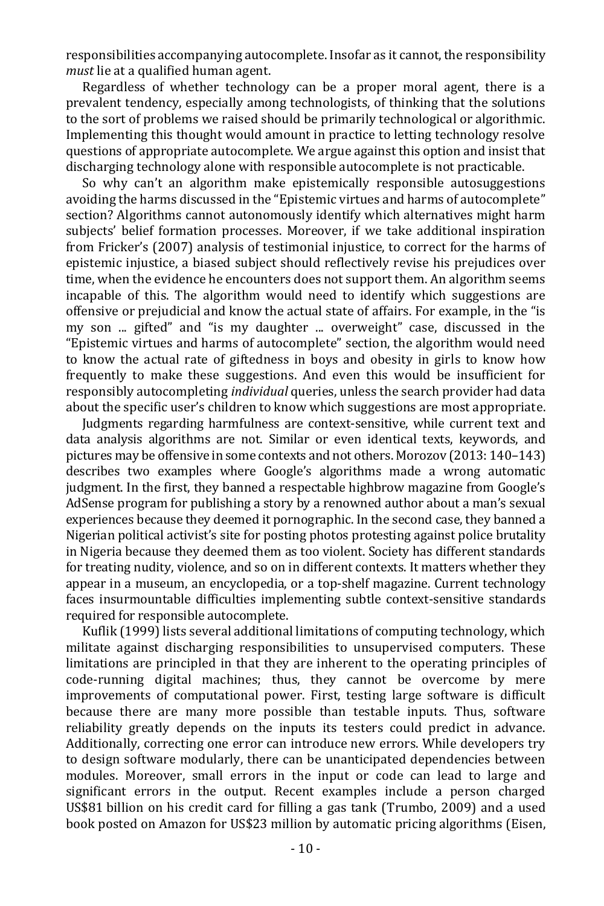responsibilities accompanying autocomplete. Insofar as it cannot, the responsibility *must* lie at a qualified human agent.

Regardless of whether technology can be a proper moral agent, there is a prevalent tendency, especially among technologists, of thinking that the solutions to the sort of problems we raised should be primarily technological or algorithmic. Implementing this thought would amount in practice to letting technology resolve questions of appropriate autocomplete. We argue against this option and insist that discharging technology alone with responsible autocomplete is not practicable.

So why can't an algorithm make epistemically responsible autosuggestions avoiding the harms discussed in the "Epistemic virtues and harms of autocomplete" section? Algorithms cannot autonomously identify which alternatives might harm subjects' belief formation processes. Moreover, if we take additional inspiration from Fricker's (2007) analysis of testimonial injustice, to correct for the harms of epistemic injustice, a biased subject should reflectively revise his prejudices over time, when the evidence he encounters does not support them. An algorithm seems incapable of this. The algorithm would need to identify which suggestions are offensive or prejudicial and know the actual state of affairs. For example, in the "is my son ... gifted" and "is my daughter ... overweight" case, discussed in the "Epistemic virtues and harms of autocomplete" section, the algorithm would need to know the actual rate of giftedness in boys and obesity in girls to know how frequently to make these suggestions. And even this would be insufficient for responsibly autocompleting *individual* queries, unless the search provider had data about the specific user's children to know which suggestions are most appropriate.

Judgments regarding harmfulness are context-sensitive, while current text and data analysis algorithms are not. Similar or even identical texts, keywords, and pictures may be offensive in some contexts and not others. Morozov (2013: 140–143) describes two examples where Google's algorithms made a wrong automatic judgment. In the first, they banned a respectable highbrow magazine from Google's AdSense program for publishing a story by a renowned author about a man's sexual experiences because they deemed it pornographic. In the second case, they banned a Nigerian political activist's site for posting photos protesting against police brutality in Nigeria because they deemed them as too violent. Society has different standards for treating nudity, violence, and so on in different contexts. It matters whether they appear in a museum, an encyclopedia, or a top-shelf magazine. Current technology faces insurmountable difficulties implementing subtle context-sensitive standards required for responsible autocomplete.

Kuflik (1999) lists several additional limitations of computing technology, which militate against discharging responsibilities to unsupervised computers. These limitations are principled in that they are inherent to the operating principles of code-running digital machines; thus, they cannot be overcome by mere improvements of computational power. First, testing large software is difficult because there are many more possible than testable inputs. Thus, software reliability greatly depends on the inputs its testers could predict in advance. Additionally, correcting one error can introduce new errors. While developers try to design software modularly, there can be unanticipated dependencies between modules. Moreover, small errors in the input or code can lead to large and significant errors in the output. Recent examples include a person charged US$81 billion on his credit card for filling a gas tank (Trumbo, 2009) and a used book posted on Amazon for US$23 million by automatic pricing algorithms (Eisen,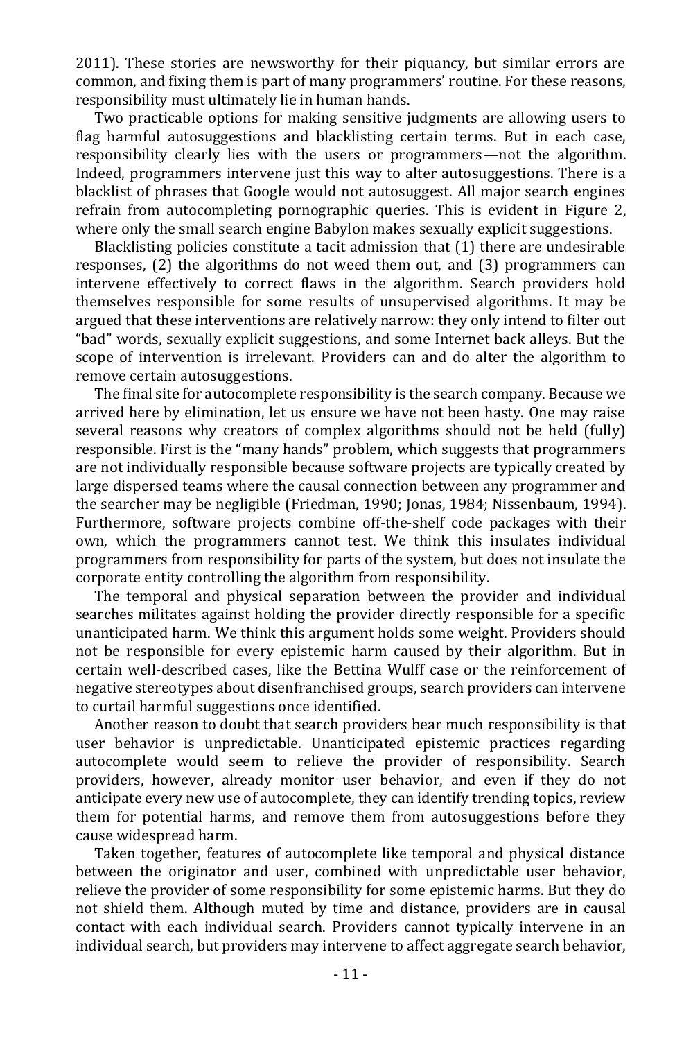2011). These stories are newsworthy for their piquancy, but similar errors are common, and fixing them is part of many programmers' routine. For these reasons, responsibility must ultimately lie in human hands.

Two practicable options for making sensitive judgments are allowing users to flag harmful autosuggestions and blacklisting certain terms. But in each case, responsibility clearly lies with the users or programmers—not the algorithm. Indeed, programmers intervene just this way to alter autosuggestions. There is a blacklist of phrases that Google would not autosuggest. All major search engines refrain from autocompleting pornographic queries. This is evident in Figure 2, where only the small search engine Babylon makes sexually explicit suggestions.

Blacklisting policies constitute a tacit admission that (1) there are undesirable responses, (2) the algorithms do not weed them out, and (3) programmers can intervene effectively to correct flaws in the algorithm. Search providers hold themselves responsible for some results of unsupervised algorithms. It may be argued that these interventions are relatively narrow: they only intend to filter out "bad" words, sexually explicit suggestions, and some Internet back alleys. But the scope of intervention is irrelevant. Providers can and do alter the algorithm to remove certain autosuggestions.

The final site for autocomplete responsibility is the search company. Because we arrived here by elimination, let us ensure we have not been hasty. One may raise several reasons why creators of complex algorithms should not be held (fully) responsible. First is the "many hands" problem, which suggests that programmers are not individually responsible because software projects are typically created by large dispersed teams where the causal connection between any programmer and the searcher may be negligible (Friedman, 1990; Jonas, 1984; Nissenbaum, 1994). Furthermore, software projects combine off-the-shelf code packages with their own, which the programmers cannot test. We think this insulates individual programmers from responsibility for parts of the system, but does not insulate the corporate entity controlling the algorithm from responsibility.

The temporal and physical separation between the provider and individual searches militates against holding the provider directly responsible for a specific unanticipated harm. We think this argument holds some weight. Providers should not be responsible for every epistemic harm caused by their algorithm. But in certain well-described cases, like the Bettina Wulff case or the reinforcement of negative stereotypes about disenfranchised groups, search providers can intervene to curtail harmful suggestions once identified.

Another reason to doubt that search providers bear much responsibility is that user behavior is unpredictable. Unanticipated epistemic practices regarding autocomplete would seem to relieve the provider of responsibility. Search providers, however, already monitor user behavior, and even if they do not anticipate every new use of autocomplete, they can identify trending topics, review them for potential harms, and remove them from autosuggestions before they cause widespread harm.

Taken together, features of autocomplete like temporal and physical distance between the originator and user, combined with unpredictable user behavior, relieve the provider of some responsibility for some epistemic harms. But they do not shield them. Although muted by time and distance, providers are in causal contact with each individual search. Providers cannot typically intervene in an individual search, but providers may intervene to affect aggregate search behavior,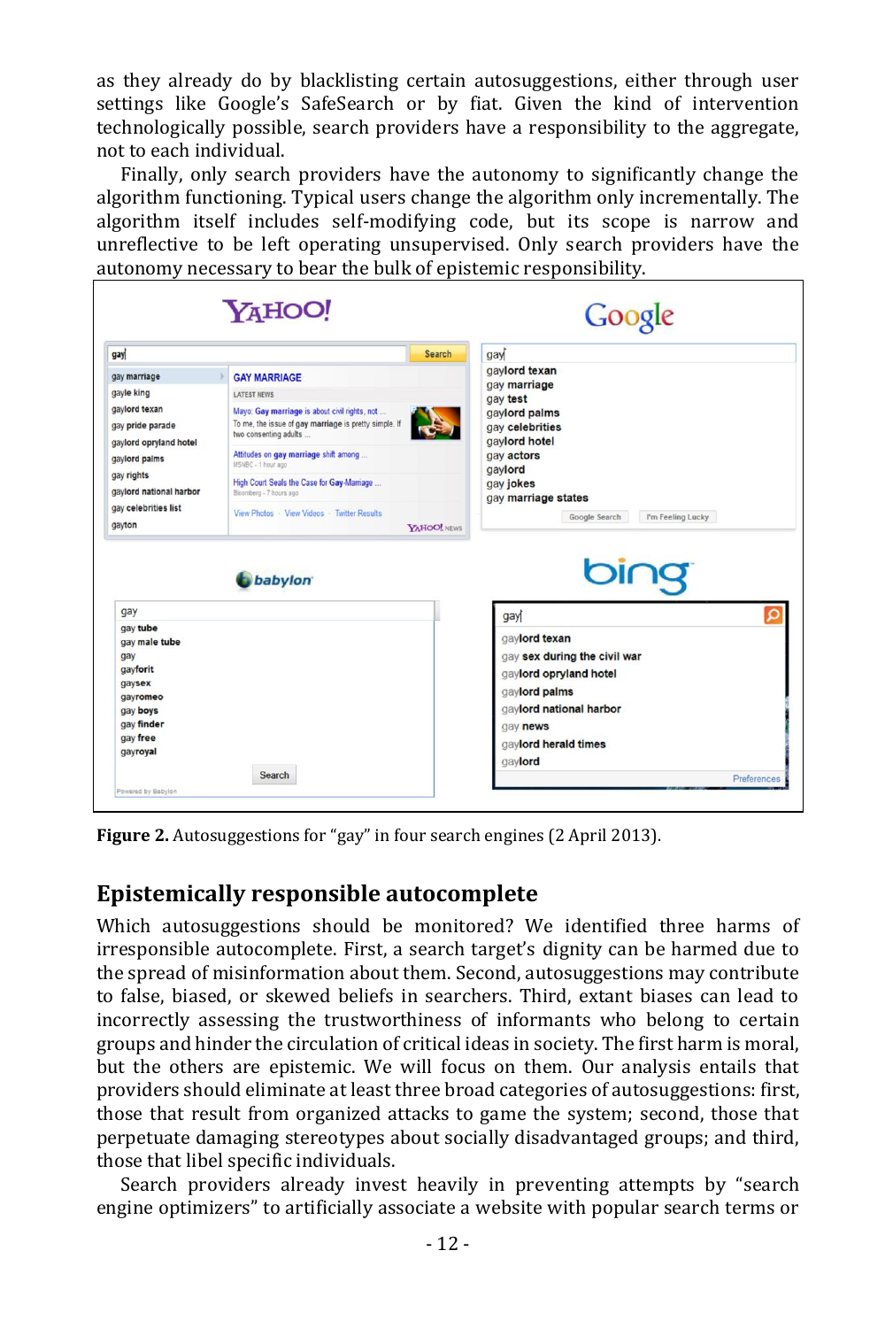as they already do by blacklisting certain autosuggestions, either through user settings like Google's SafeSearch or by fiat. Given the kind of intervention technologically possible, search providers have a responsibility to the aggregate, not to each individual.

Finally, only search providers have the autonomy to significantly change the algorithm functioning. Typical users change the algorithm only incrementally. The algorithm itself includes self-modifying code, but its scope is narrow and unreflective to be left operating unsupervised. Only search providers have the autonomy necessary to bear the bulk of epistemic responsibility.

**Figure 2.** Autosuggestions for "gay" in four search engines (2 April 2013).

## Epistemically responsible autocomplete

Which autosuggestions should be monitored? We identified three harms of irresponsible autocomplete. First, a search target's dignity can be harmed due to the spread of misinformation about them. Second, autosuggestions may contribute to false, biased, or skewed beliefs in searchers. Third, extant biases can lead to incorrectly assessing the trustworthiness of informants who belong to certain groups and hinder the circulation of critical ideas in society. The first harm is moral, but the others are epistemic. We will focus on them. Our analysis entails that providers should eliminate at least three broad categories of autosuggestions: first, those that result from organized attacks to game the system; second, those that perpetuate damaging stereotypes about socially disadvantaged groups; and third, those that libel specific individuals.

Search providers already invest heavily in preventing attempts by "search engine optimizers" to artificially associate a website with popular search terms or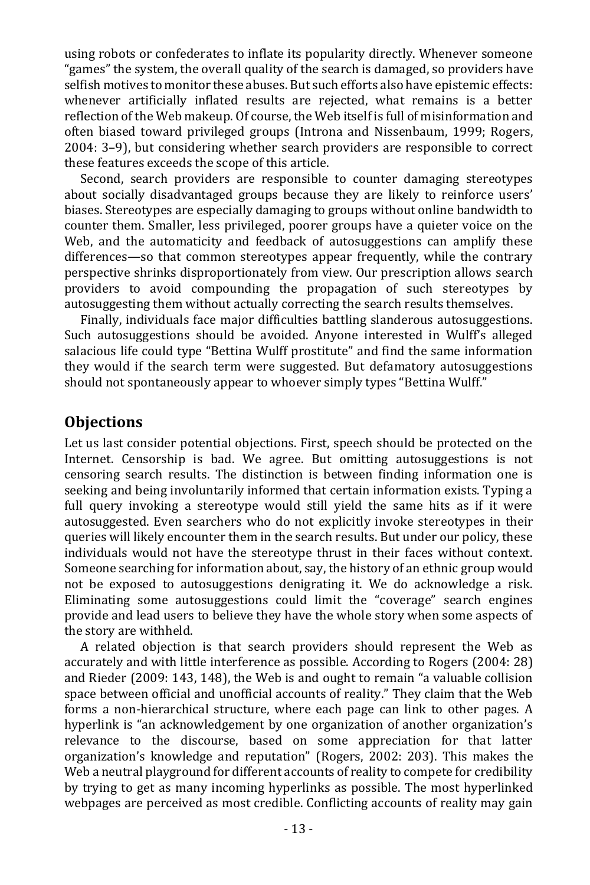using robots or confederates to inflate its popularity directly. Whenever someone "games" the system, the overall quality of the search is damaged, so providers have selfish motives to monitor these abuses. But such efforts also have epistemic effects: whenever artificially inflated results are rejected, what remains is a better reflection of the Web makeup. Of course, the Web itself is full of misinformation and often biased toward privileged groups (Introna and Nissenbaum, 1999; Rogers, 2004: 3–9), but considering whether search providers are responsible to correct these features exceeds the scope of this article.

Second, search providers are responsible to counter damaging stereotypes about socially disadvantaged groups because they are likely to reinforce users' biases. Stereotypes are especially damaging to groups without online bandwidth to counter them. Smaller, less privileged, poorer groups have a quieter voice on the Web, and the automaticity and feedback of autosuggestions can amplify these differences—so that common stereotypes appear frequently, while the contrary perspective shrinks disproportionately from view. Our prescription allows search providers to avoid compounding the propagation of such stereotypes by autosuggesting them without actually correcting the search results themselves.

Finally, individuals face major difficulties battling slanderous autosuggestions. Such autosuggestions should be avoided. Anyone interested in Wulff's alleged salacious life could type "Bettina Wulff prostitute" and find the same information they would if the search term were suggested. But defamatory autosuggestions should not spontaneously appear to whoever simply types "Bettina Wulff."

## Objections

Let us last consider potential objections. First, speech should be protected on the Internet. Censorship is bad. We agree. But omitting autosuggestions is not censoring search results. The distinction is between finding information one is seeking and being involuntarily informed that certain information exists. Typing a full query invoking a stereotype would still yield the same hits as if it were autosuggested. Even searchers who do not explicitly invoke stereotypes in their queries will likely encounter them in the search results. But under our policy, these individuals would not have the stereotype thrust in their faces without context. Someone searching for information about, say, the history of an ethnic group would not be exposed to autosuggestions denigrating it. We do acknowledge a risk. Eliminating some autosuggestions could limit the "coverage" search engines provide and lead users to believe they have the whole story when some aspects of the story are withheld.

A related objection is that search providers should represent the Web as accurately and with little interference as possible. According to Rogers (2004: 28) and Rieder (2009: 143, 148), the Web is and ought to remain "a valuable collision space between official and unofficial accounts of reality." They claim that the Web forms a non-hierarchical structure, where each page can link to other pages. A hyperlink is "an acknowledgement by one organization of another organization's relevance to the discourse, based on some appreciation for that latter organization's knowledge and reputation" (Rogers, 2002: 203). This makes the Web a neutral playground for different accounts of reality to compete for credibility by trying to get as many incoming hyperlinks as possible. The most hyperlinked webpages are perceived as most credible. Conflicting accounts of reality may gain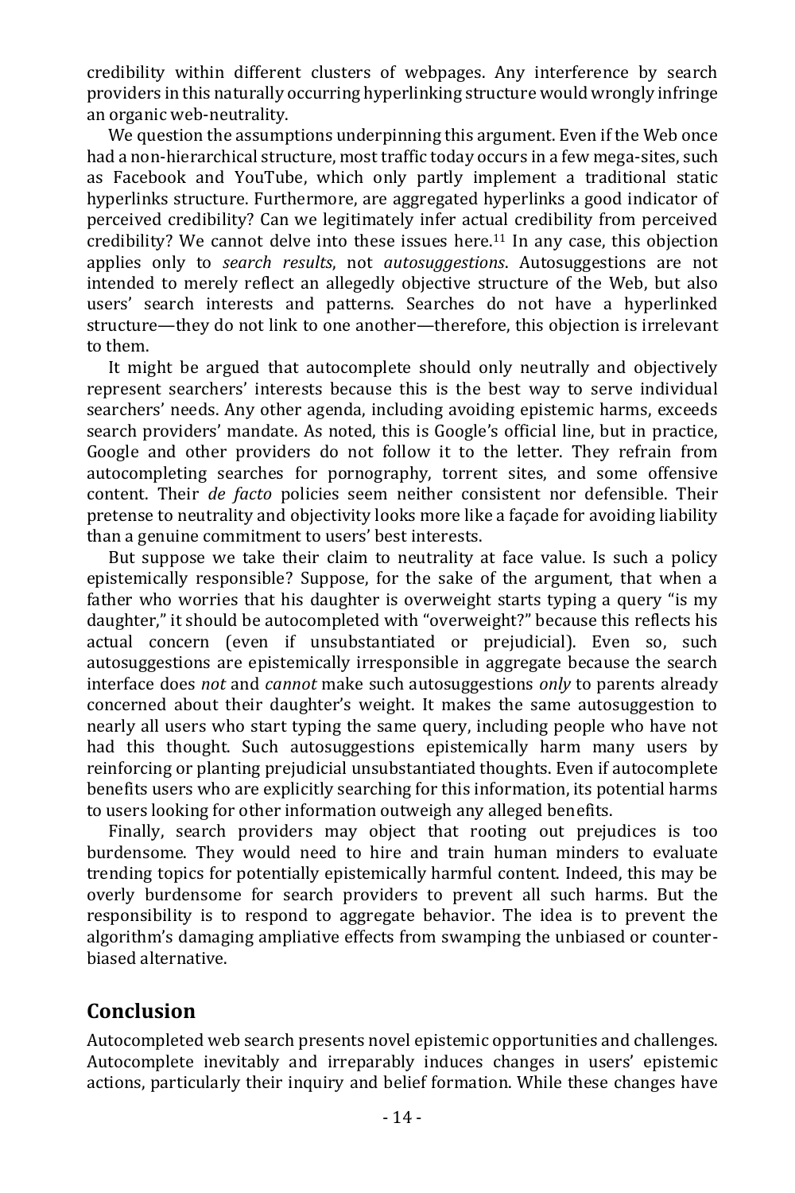credibility within different clusters of webpages. Any interference by search providers in this naturally occurring hyperlinking structure would wrongly infringe an organic web-neutrality.

We question the assumptions underpinning this argument. Even if the Web once had a non-hierarchical structure, most traffic today occurs in a few mega-sites, such as Facebook and YouTube, which only partly implement a traditional static hyperlinks structure. Furthermore, are aggregated hyperlinks a good indicator of perceived credibility? Can we legitimately infer actual credibility from perceived credibility? We cannot delve into these issues here.[11] In any case, this objection applies only to *search results*, not *autosuggestions*. Autosuggestions are not intended to merely reflect an allegedly objective structure of the Web, but also users' search interests and patterns. Searches do not have a hyperlinked structure—they do not link to one another—therefore, this objection is irrelevant to them.

It might be argued that autocomplete should only neutrally and objectively represent searchers' interests because this is the best way to serve individual searchers' needs. Any other agenda, including avoiding epistemic harms, exceeds search providers' mandate. As noted, this is Google's official line, but in practice, Google and other providers do not follow it to the letter. They refrain from autocompleting searches for pornography, torrent sites, and some offensive content. Their *de facto* policies seem neither consistent nor defensible. Their pretense to neutrality and objectivity looks more like a façade for avoiding liability than a genuine commitment to users' best interests.

But suppose we take their claim to neutrality at face value. Is such a policy epistemically responsible? Suppose, for the sake of the argument, that when a father who worries that his daughter is overweight starts typing a query "is my daughter," it should be autocompleted with "overweight?" because this reflects his actual concern (even if unsubstantiated or prejudicial). Even so, such autosuggestions are epistemically irresponsible in aggregate because the search interface does *not* and *cannot* make such autosuggestions *only* to parents already concerned about their daughter's weight. It makes the same autosuggestion to nearly all users who start typing the same query, including people who have not had this thought. Such autosuggestions epistemically harm many users by reinforcing or planting prejudicial unsubstantiated thoughts. Even if autocomplete benefits users who are explicitly searching for this information, its potential harms to users looking for other information outweigh any alleged benefits.

Finally, search providers may object that rooting out prejudices is too burdensome. They would need to hire and train human minders to evaluate trending topics for potentially epistemically harmful content. Indeed, this may be overly burdensome for search providers to prevent all such harms. But the responsibility is to respond to aggregate behavior. The idea is to prevent the algorithm's damaging ampliative effects from swamping the unbiased or counter-biased alternative.

## Conclusion

Autocompleted web search presents novel epistemic opportunities and challenges. Autocomplete inevitably and irreparably induces changes in users' epistemic actions, particularly their inquiry and belief formation. While these changes have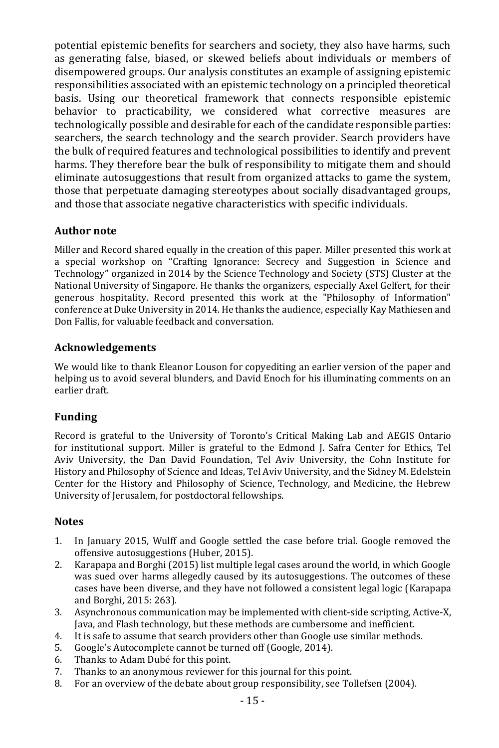potential epistemic benefits for searchers and society, they also have harms, such as generating false, biased, or skewed beliefs about individuals or members of disempowered groups. Our analysis constitutes an example of assigning epistemic responsibilities associated with an epistemic technology on a principled theoretical basis. Using our theoretical framework that connects responsible epistemic behavior to practicability, we considered what corrective measures are technologically possible and desirable for each of the candidate responsible parties: searchers, the search technology and the search provider. Search providers have the bulk of required features and technological possibilities to identify and prevent harms. They therefore bear the bulk of responsibility to mitigate them and should eliminate autosuggestions that result from organized attacks to game the system, those that perpetuate damaging stereotypes about socially disadvantaged groups, and those that associate negative characteristics with specific individuals.

## Author note

Miller and Record shared equally in the creation of this paper. Miller presented this work at a special workshop on "Crafting Ignorance: Secrecy and Suggestion in Science and Technology" organized in 2014 by the Science Technology and Society (STS) Cluster at the National University of Singapore. He thanks the organizers, especially Axel Gelfert, for their generous hospitality. Record presented this work at the "Philosophy of Information" conference at Duke University in 2014. He thanks the audience, especially Kay Mathiesen and Don Fallis, for valuable feedback and conversation.

## Acknowledgements

We would like to thank Eleanor Louson for copyediting an earlier version of the paper and helping us to avoid several blunders, and David Enoch for his illuminating comments on an earlier draft.

## Funding

Record is grateful to the University of Toronto's Critical Making Lab and AEGIS Ontario for institutional support. Miller is grateful to the Edmond J. Safra Center for Ethics, Tel Aviv University, the Dan David Foundation, Tel Aviv University, the Cohn Institute for History and Philosophy of Science and Ideas, Tel Aviv University, and the Sidney M. Edelstein Center for the History and Philosophy of Science, Technology, and Medicine, the Hebrew University of Jerusalem, for postdoctoral fellowships.

## Notes

1. In January 2015, Wulff and Google settled the case before trial. Google removed the offensive autosuggestions (Huber, 2015).
2. Karapapa and Borghi (2015) list multiple legal cases around the world, in which Google was sued over harms allegedly caused by its autosuggestions. The outcomes of these cases have been diverse, and they have not followed a consistent legal logic (Karapapa and Borghi, 2015: 263).
3. Asynchronous communication may be implemented with client-side scripting, Active-X, Java, and Flash technology, but these methods are cumbersome and inefficient.
4. It is safe to assume that search providers other than Google use similar methods.
5. Google's Autocomplete cannot be turned off (Google, 2014).
6. Thanks to Adam Dubé for this point.
7. Thanks to an anonymous reviewer for this journal for this point.
8. For an overview of the debate about group responsibility, see Tollefsen (2004).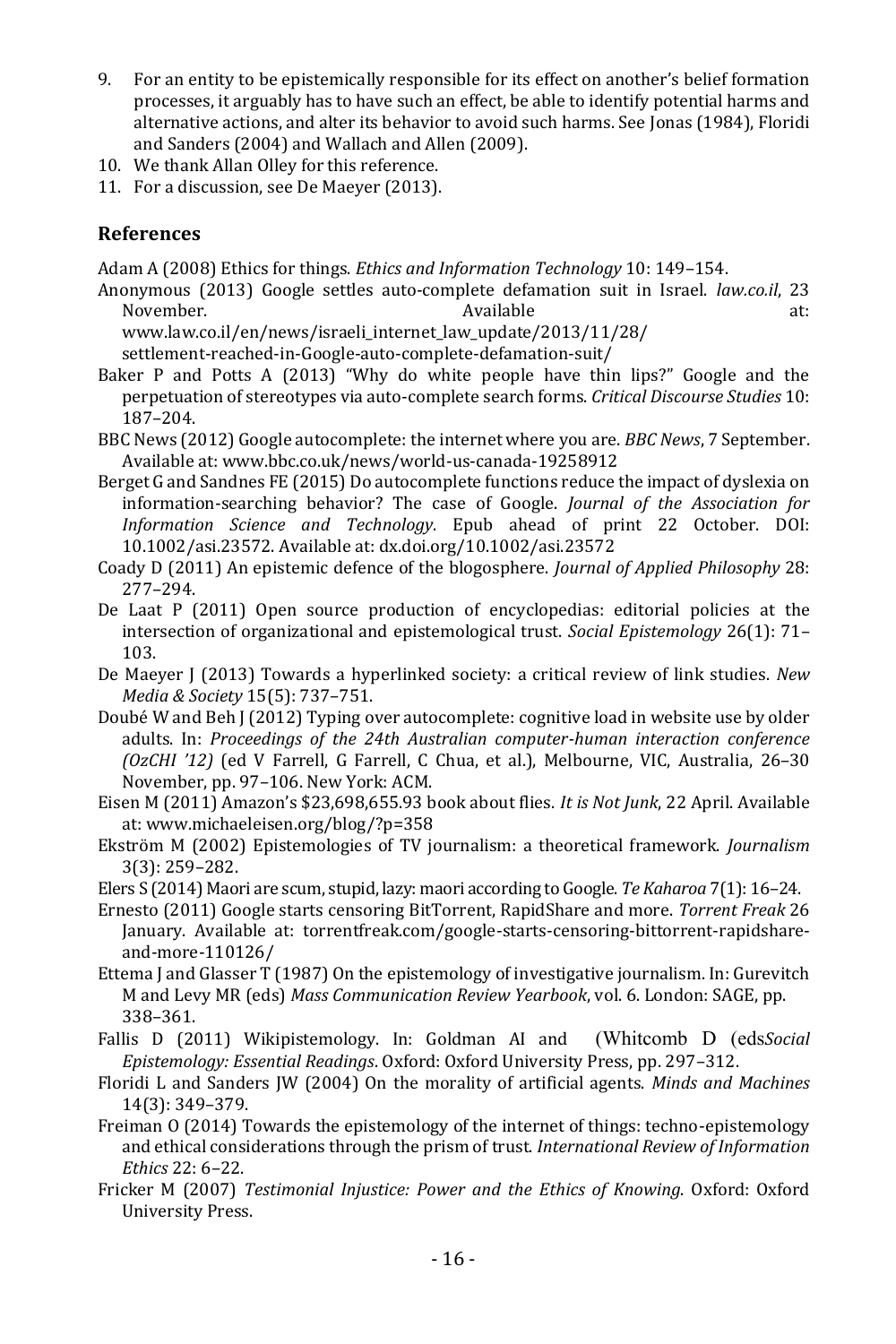9. For an entity to be epistemically responsible for its effect on another's belief formation processes, it arguably has to have such an effect, be able to identify potential harms and alternative actions, and alter its behavior to avoid such harms. See Jonas (1984), Floridi and Sanders (2004) and Wallach and Allen (2009).
10. We thank Allan Olley for this reference.
11. For a discussion, see De Maeyer (2013).

## References

Adam A (2008) Ethics for things. *Ethics and Information Technology* 10: 149–154.

Anonymous (2013) Google settles auto-complete defamation suit in Israel. *law.co.il*, 23 November. Available at: www.law.co.il/en/news/israeli_internet_law_update/2013/11/28/settlement-reached-in-Google-auto-complete-defamation-suit/

Baker P and Potts A (2013) "Why do white people have thin lips?" Google and the perpetuation of stereotypes via auto-complete search forms. *Critical Discourse Studies* 10: 187–204.

BBC News (2012) Google autocomplete: the internet where you are. *BBC News*, 7 September. Available at: www.bbc.co.uk/news/world-us-canada-19258912

Berget G and Sandnes FE (2015) Do autocomplete functions reduce the impact of dyslexia on information-searching behavior? The case of Google. *Journal of the Association for Information Science and Technology*. Epub ahead of print 22 October. DOI: 10.1002/asi.23572. Available at: dx.doi.org/10.1002/asi.23572

Coady D (2011) An epistemic defence of the blogosphere. *Journal of Applied Philosophy* 28: 277–294.

De Laat P (2011) Open source production of encyclopedias: editorial policies at the intersection of organizational and epistemological trust. *Social Epistemology* 26(1): 71–103.

De Maeyer J (2013) Towards a hyperlinked society: a critical review of link studies. *New Media & Society* 15(5): 737–751.

Doubé W and Beh J (2012) Typing over autocomplete: cognitive load in website use by older adults. In: *Proceedings of the 24th Australian computer-human interaction conference (OzCHI '12)* (ed V Farrell, G Farrell, C Chua, et al.), Melbourne, VIC, Australia, 26–30 November, pp. 97–106. New York: ACM.

Eisen M (2011) Amazon's $23,698,655.93 book about flies. *It is Not Junk*, 22 April. Available at: www.michaeleisen.org/blog/?p=358

Ekström M (2002) Epistemologies of TV journalism: a theoretical framework. *Journalism* 3(3): 259–282.

Elers S (2014) Maori are scum, stupid, lazy: maori according to Google. *Te Kaharoa* 7(1): 16–24.

Ernesto (2011) Google starts censoring BitTorrent, RapidShare and more. *Torrent Freak* 26 January. Available at: torrentfreak.com/google-starts-censoring-bittorrent-rapidshare-and-more-110126/

Ettema J and Glasser T (1987) On the epistemology of investigative journalism. In: Gurevitch M and Levy MR (eds) *Mass Communication Review Yearbook*, vol. 6. London: SAGE, pp. 338–361.

Fallis D (2011) Wikipistemology. In: Goldman AI and (Whitcomb D (eds*Social Epistemology: Essential Readings*. Oxford: Oxford University Press, pp. 297–312.

Floridi L and Sanders JW (2004) On the morality of artificial agents. *Minds and Machines* 14(3): 349–379.

Freiman O (2014) Towards the epistemology of the internet of things: techno-epistemology and ethical considerations through the prism of trust. *International Review of Information Ethics* 22: 6–22.

Fricker M (2007) *Testimonial Injustice: Power and the Ethics of Knowing*. Oxford: Oxford University Press.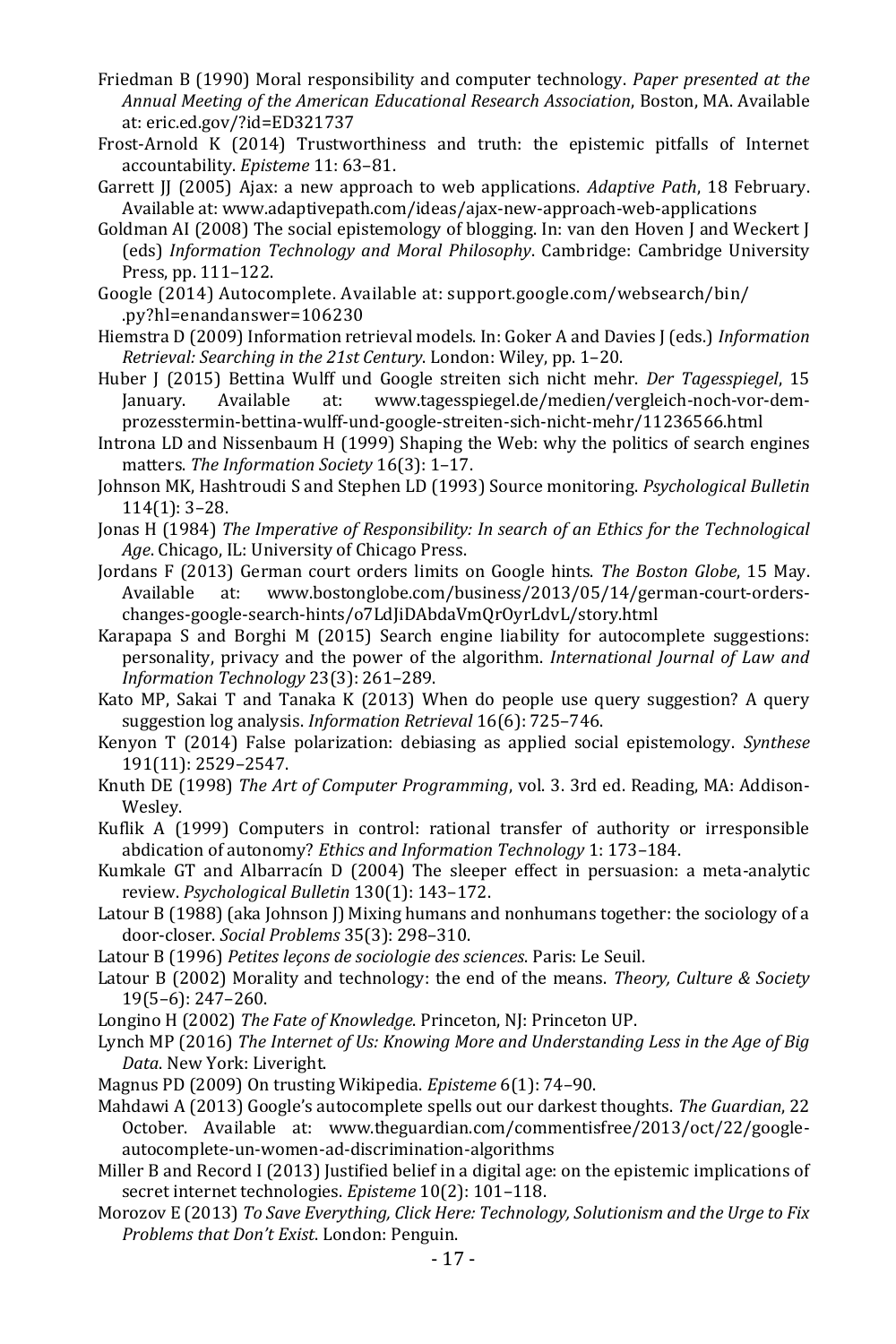Friedman B (1990) Moral responsibility and computer technology. *Paper presented at the Annual Meeting of the American Educational Research Association*, Boston, MA. Available at: eric.ed.gov/?id=ED321737

Frost-Arnold K (2014) Trustworthiness and truth: the epistemic pitfalls of Internet accountability. *Episteme* 11: 63–81.

Garrett JJ (2005) Ajax: a new approach to web applications. *Adaptive Path*, 18 February. Available at: www.adaptivepath.com/ideas/ajax-new-approach-web-applications

Goldman AI (2008) The social epistemology of blogging. In: van den Hoven J and Weckert J (eds) *Information Technology and Moral Philosophy*. Cambridge: Cambridge University Press, pp. 111–122.

Google (2014) Autocomplete. Available at: support.google.com/websearch/bin/ .py?hl=enandanswer=106230

Hiemstra D (2009) Information retrieval models. In: Goker A and Davies J (eds.) *Information Retrieval: Searching in the 21st Century*. London: Wiley, pp. 1–20.

Huber J (2015) Bettina Wulff und Google streiten sich nicht mehr. *Der Tagesspiegel*, 15 January. Available at: www.tagesspiegel.de/medien/vergleich-noch-vor-dem-prozesstermin-bettina-wulff-und-google-streiten-sich-nicht-mehr/11236566.html

Introna LD and Nissenbaum H (1999) Shaping the Web: why the politics of search engines matters. *The Information Society* 16(3): 1–17.

Johnson MK, Hashtroudi S and Stephen LD (1993) Source monitoring. *Psychological Bulletin* 114(1): 3–28.

Jonas H (1984) *The Imperative of Responsibility: In search of an Ethics for the Technological Age*. Chicago, IL: University of Chicago Press.

Jordans F (2013) German court orders limits on Google hints. *The Boston Globe*, 15 May. Available at: www.bostonglobe.com/business/2013/05/14/german-court-orders-changes-google-search-hints/o7LdJiDAbdaVmQrOyrLdvL/story.html

Karapapa S and Borghi M (2015) Search engine liability for autocomplete suggestions: personality, privacy and the power of the algorithm. *International Journal of Law and Information Technology* 23(3): 261–289.

Kato MP, Sakai T and Tanaka K (2013) When do people use query suggestion? A query suggestion log analysis. *Information Retrieval* 16(6): 725–746.

Kenyon T (2014) False polarization: debiasing as applied social epistemology. *Synthese* 191(11): 2529–2547.

Knuth DE (1998) *The Art of Computer Programming*, vol. 3. 3rd ed. Reading, MA: Addison-Wesley.

Kuflik A (1999) Computers in control: rational transfer of authority or irresponsible abdication of autonomy? *Ethics and Information Technology* 1: 173–184.

Kumkale GT and Albarracín D (2004) The sleeper effect in persuasion: a meta-analytic review. *Psychological Bulletin* 130(1): 143–172.

Latour B (1988) (aka Johnson J) Mixing humans and nonhumans together: the sociology of a door-closer. *Social Problems* 35(3): 298–310.

Latour B (1996) *Petites leçons de sociologie des sciences*. Paris: Le Seuil.

Latour B (2002) Morality and technology: the end of the means. *Theory, Culture & Society* 19(5–6): 247–260.

Longino H (2002) *The Fate of Knowledge*. Princeton, NJ: Princeton UP.

Lynch MP (2016) *The Internet of Us: Knowing More and Understanding Less in the Age of Big Data*. New York: Liveright.

Magnus PD (2009) On trusting Wikipedia. *Episteme* 6(1): 74–90.

Mahdawi A (2013) Google's autocomplete spells out our darkest thoughts. *The Guardian*, 22 October. Available at: www.theguardian.com/commentisfree/2013/oct/22/google-autocomplete-un-women-ad-discrimination-algorithms

Miller B and Record I (2013) Justified belief in a digital age: on the epistemic implications of secret internet technologies. *Episteme* 10(2): 101–118.

Morozov E (2013) *To Save Everything, Click Here: Technology, Solutionism and the Urge to Fix Problems that Don't Exist*. London: Penguin.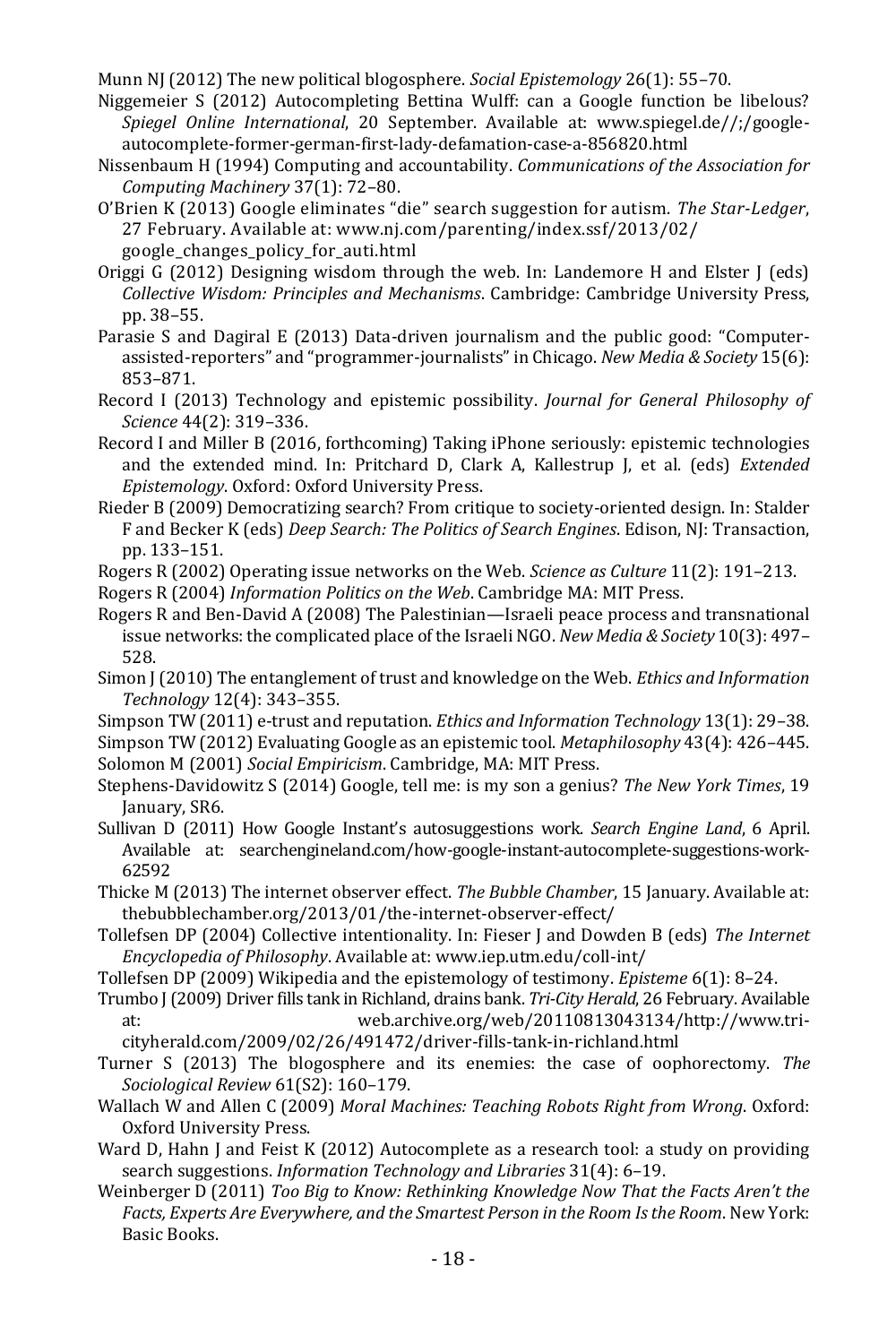Munn NJ (2012) The new political blogosphere. *Social Epistemology* 26(1): 55–70.

Niggemeier S (2012) Autocompleting Bettina Wulff: can a Google function be libelous? *Spiegel Online International*, 20 September. Available at: www.spiegel.de//;/google-autocomplete-former-german-first-lady-defamation-case-a-856820.html

Nissenbaum H (1994) Computing and accountability. *Communications of the Association for Computing Machinery* 37(1): 72–80.

O'Brien K (2013) Google eliminates "die" search suggestion for autism. *The Star-Ledger*, 27 February. Available at: www.nj.com/parenting/index.ssf/2013/02/google_changes_policy_for_auti.html

Origgi G (2012) Designing wisdom through the web. In: Landemore H and Elster J (eds) *Collective Wisdom: Principles and Mechanisms*. Cambridge: Cambridge University Press, pp. 38–55.

Parasie S and Dagiral E (2013) Data-driven journalism and the public good: "Computer-assisted-reporters" and "programmer-journalists" in Chicago. *New Media & Society* 15(6): 853–871.

Record I (2013) Technology and epistemic possibility. *Journal for General Philosophy of Science* 44(2): 319–336.

Record I and Miller B (2016, forthcoming) Taking iPhone seriously: epistemic technologies and the extended mind. In: Pritchard D, Clark A, Kallestrup J, et al. (eds) *Extended Epistemology*. Oxford: Oxford University Press.

Rieder B (2009) Democratizing search? From critique to society-oriented design. In: Stalder F and Becker K (eds) *Deep Search: The Politics of Search Engines*. Edison, NJ: Transaction, pp. 133–151.

Rogers R (2002) Operating issue networks on the Web. *Science as Culture* 11(2): 191–213.

Rogers R (2004) *Information Politics on the Web*. Cambridge MA: MIT Press.

Rogers R and Ben-David A (2008) The Palestinian—Israeli peace process and transnational issue networks: the complicated place of the Israeli NGO. *New Media & Society* 10(3): 497–528.

Simon J (2010) The entanglement of trust and knowledge on the Web. *Ethics and Information Technology* 12(4): 343–355.

Simpson TW (2011) e-trust and reputation. *Ethics and Information Technology* 13(1): 29–38.

Simpson TW (2012) Evaluating Google as an epistemic tool. *Metaphilosophy* 43(4): 426–445.

Solomon M (2001) *Social Empiricism*. Cambridge, MA: MIT Press.

Stephens-Davidowitz S (2014) Google, tell me: is my son a genius? *The New York Times*, 19 January, SR6.

Sullivan D (2011) How Google Instant's autosuggestions work. *Search Engine Land*, 6 April. Available at: searchengineland.com/how-google-instant-autocomplete-suggestions-work-62592

Thicke M (2013) The internet observer effect. *The Bubble Chamber*, 15 January. Available at: thebubblechamber.org/2013/01/the-internet-observer-effect/

Tollefsen DP (2004) Collective intentionality. In: Fieser J and Dowden B (eds) *The Internet Encyclopedia of Philosophy*. Available at: www.iep.utm.edu/coll-int/

Tollefsen DP (2009) Wikipedia and the epistemology of testimony. *Episteme* 6(1): 8–24.

Trumbo J (2009) Driver fills tank in Richland, drains bank. *Tri-City Herald*, 26 February. Available at: web.archive.org/web/20110813043134/http://www.tri-cityherald.com/2009/02/26/491472/driver-fills-tank-in-richland.html

Turner S (2013) The blogosphere and its enemies: the case of oophorectomy. *The Sociological Review* 61(S2): 160–179.

Wallach W and Allen C (2009) *Moral Machines: Teaching Robots Right from Wrong*. Oxford: Oxford University Press.

Ward D, Hahn J and Feist K (2012) Autocomplete as a research tool: a study on providing search suggestions. *Information Technology and Libraries* 31(4): 6–19.

Weinberger D (2011) *Too Big to Know: Rethinking Knowledge Now That the Facts Aren't the Facts, Experts Are Everywhere, and the Smartest Person in the Room Is the Room*. New York: Basic Books.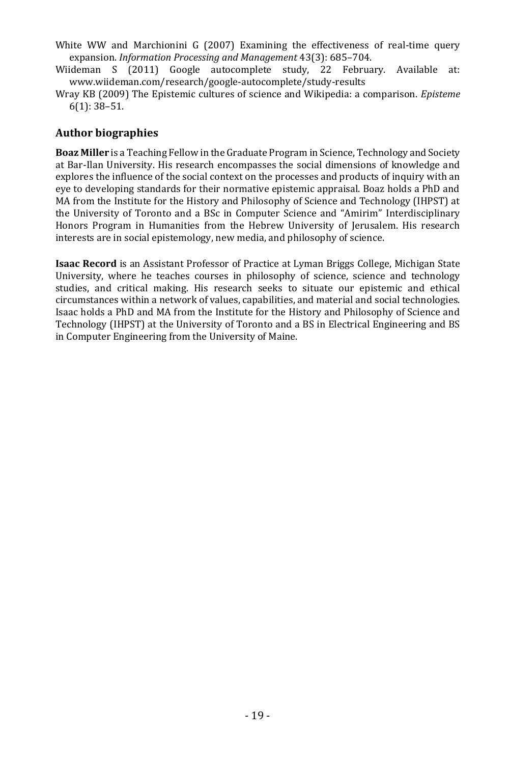White WW and Marchionini G (2007) Examining the effectiveness of real-time query expansion. *Information Processing and Management* 43(3): 685–704.

Wiideman S (2011) Google autocomplete study, 22 February. Available at: www.wiideman.com/research/google-autocomplete/study-results

Wray KB (2009) The Epistemic cultures of science and Wikipedia: a comparison. *Episteme* 6(1): 38–51.

## Author biographies

**Boaz Miller** is a Teaching Fellow in the Graduate Program in Science, Technology and Society at Bar-Ilan University. His research encompasses the social dimensions of knowledge and explores the influence of the social context on the processes and products of inquiry with an eye to developing standards for their normative epistemic appraisal. Boaz holds a PhD and MA from the Institute for the History and Philosophy of Science and Technology (IHPST) at the University of Toronto and a BSc in Computer Science and "Amirim" Interdisciplinary Honors Program in Humanities from the Hebrew University of Jerusalem. His research interests are in social epistemology, new media, and philosophy of science.

**Isaac Record** is an Assistant Professor of Practice at Lyman Briggs College, Michigan State University, where he teaches courses in philosophy of science, science and technology studies, and critical making. His research seeks to situate our epistemic and ethical circumstances within a network of values, capabilities, and material and social technologies. Isaac holds a PhD and MA from the Institute for the History and Philosophy of Science and Technology (IHPST) at the University of Toronto and a BS in Electrical Engineering and BS in Computer Engineering from the University of Maine.